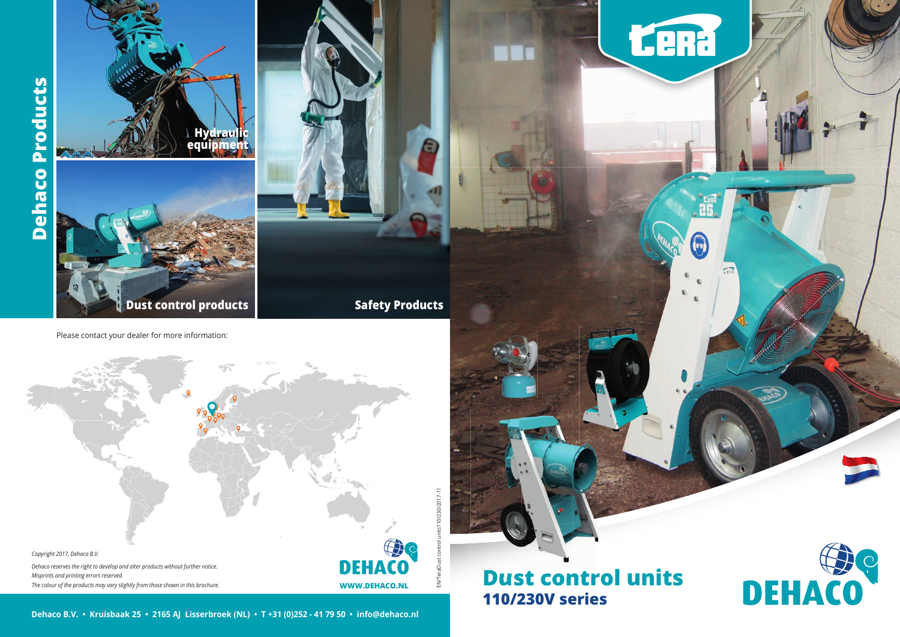# Dehaco Products

**Hydraulic equipment**

**Dust control products**

**Safety Products**

Please contact your dealer for more information:

*Copyright 2017, Dehaco B.V.*

*Dehaco reserves the right to develop and alter products without further notice.*
*Misprints and printing errors reserved.*
*The colour of the products may vary slightly from those shown in this brochure.*

DEHACO

**WWW.DEHACO.NL**

EN/TeraDust control units110/230/2017-11

**Dehaco B.V. • Kruisbaak 25 • 2165 AJ Lisserbroek (NL) • T +31 (0)252 - 41 79 50 • info@dehaco.nl**

tera

# Dust control units

## 110/230V series

DEHACO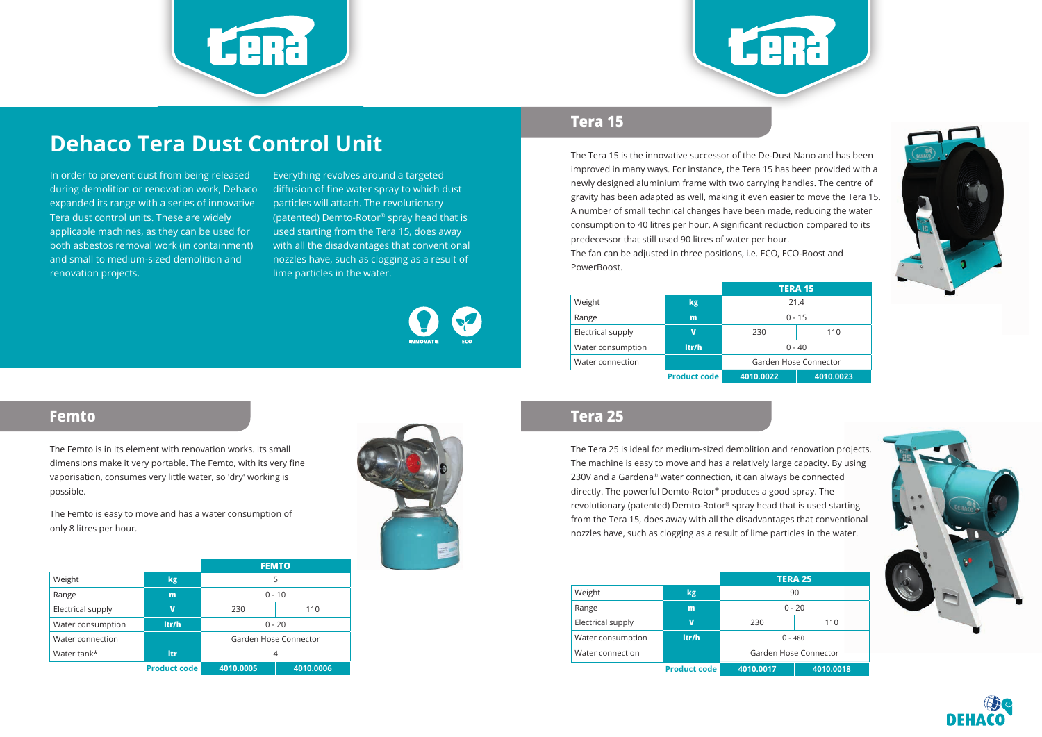# Dehaco Tera Dust Control Unit

In order to prevent dust from being released during demolition or renovation work, Dehaco expanded its range with a series of innovative Tera dust control units. These are widely applicable machines, as they can be used for both asbestos removal work (in containment) and small to medium-sized demolition and renovation projects.

Everything revolves around a targeted diffusion of fine water spray to which dust particles will attach. The revolutionary (patented) Demto-Rotor® spray head that is used starting from the Tera 15, does away with all the disadvantages that conventional nozzles have, such as clogging as a result of lime particles in the water.

INNOVATIE ECO

## Femto

The Femto is in its element with renovation works. Its small dimensions make it very portable. The Femto, with its very fine vaporisation, consumes very little water, so 'dry' working is possible.

The Femto is easy to move and has a water consumption of only 8 litres per hour.

| | | FEMTO | |
|---|---|---|---|
| Weight | kg | 5 | |
| Range | m | 0 - 10 | |
| Electrical supply | V | 230 | 110 |
| Water consumption | ltr/h | 0 - 20 | |
| Water connection | | Garden Hose Connector | |
| Water tank* | ltr | 4 | |
| | Product code | 4010.0005 | 4010.0006 |

## Tera 15

The Tera 15 is the innovative successor of the De-Dust Nano and has been improved in many ways. For instance, the Tera 15 has been provided with a newly designed aluminium frame with two carrying handles. The centre of gravity has been adapted as well, making it even easier to move the Tera 15. A number of small technical changes have been made, reducing the water consumption to 40 litres per hour. A significant reduction compared to its predecessor that still used 90 litres of water per hour.
The fan can be adjusted in three positions, i.e. ECO, ECO-Boost and PowerBoost.

| | | TERA 15 | |
|---|---|---|---|
| Weight | kg | 21.4 | |
| Range | m | 0 - 15 | |
| Electrical supply | V | 230 | 110 |
| Water consumption | ltr/h | 0 - 40 | |
| Water connection | | Garden Hose Connector | |
| | Product code | 4010.0022 | 4010.0023 |

## Tera 25

The Tera 25 is ideal for medium-sized demolition and renovation projects. The machine is easy to move and has a relatively large capacity. By using 230V and a Gardena® water connection, it can always be connected directly. The powerful Demto-Rotor® produces a good spray. The revolutionary (patented) Demto-Rotor® spray head that is used starting from the Tera 15, does away with all the disadvantages that conventional nozzles have, such as clogging as a result of lime particles in the water.

| | | TERA 25 | |
|---|---|---|---|
| Weight | kg | 90 | |
| Range | m | 0 - 20 | |
| Electrical supply | V | 230 | 110 |
| Water consumption | ltr/h | 0 - 480 | |
| Water connection | | Garden Hose Connector | |
| | Product code | 4010.0017 | 4010.0018 |